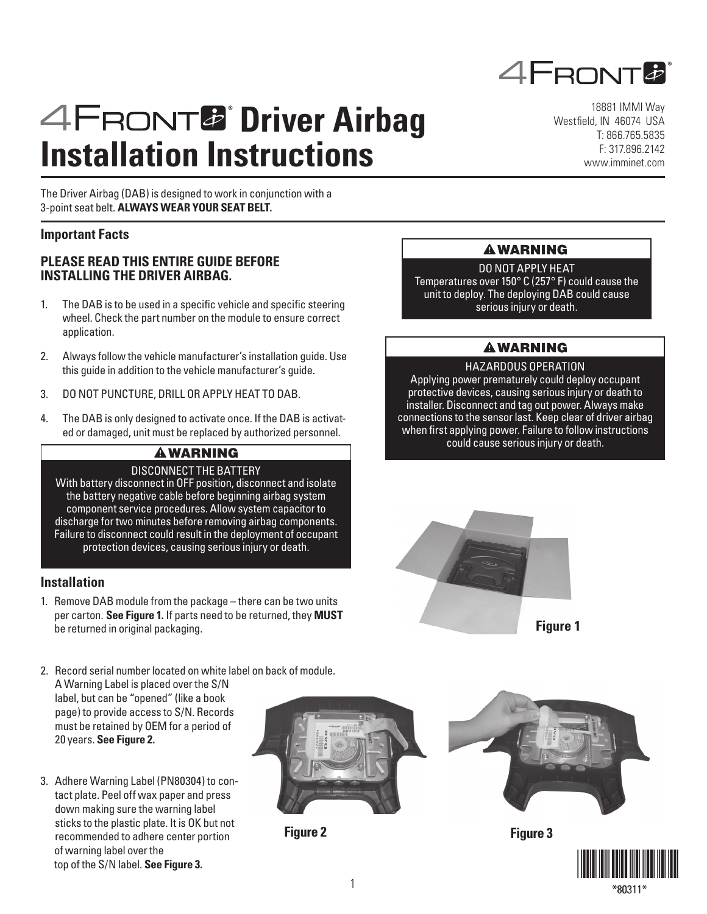# 4FRONT® Driver Airbag Installation Instructions

18881 IMMI Way
Westfield, IN 46074 USA
T: 866.765.5835
F: 317.896.2142
www.imminet.com

The Driver Airbag (DAB) is designed to work in conjunction with a 3-point seat belt. **ALWAYS WEAR YOUR SEAT BELT.**

## Important Facts

### PLEASE READ THIS ENTIRE GUIDE BEFORE INSTALLING THE DRIVER AIRBAG.

1. The DAB is to be used in a specific vehicle and specific steering wheel. Check the part number on the module to ensure correct application.
2. Always follow the vehicle manufacturer's installation guide. Use this guide in addition to the vehicle manufacturer's guide.
3. DO NOT PUNCTURE, DRILL OR APPLY HEAT TO DAB.
4. The DAB is only designed to activate once. If the DAB is activated or damaged, unit must be replaced by authorized personnel.

**⚠ WARNING**

DISCONNECT THE BATTERY
With battery disconnect in OFF position, disconnect and isolate the battery negative cable before beginning airbag system component service procedures. Allow system capacitor to discharge for two minutes before removing airbag components. Failure to disconnect could result in the deployment of occupant protection devices, causing serious injury or death.

**⚠ WARNING**

DO NOT APPLY HEAT
Temperatures over 150° C (257° F) could cause the unit to deploy. The deploying DAB could cause serious injury or death.

**⚠ WARNING**

HAZARDOUS OPERATION
Applying power prematurely could deploy occupant protective devices, causing serious injury or death to installer. Disconnect and tag out power. Always make connections to the sensor last. Keep clear of driver airbag when first applying power. Failure to follow instructions could cause serious injury or death.

## Installation

1. Remove DAB module from the package – there can be two units per carton. **See Figure 1.** If parts need to be returned, they **MUST** be returned in original packaging.

**Figure 1**

2. Record serial number located on white label on back of module. A Warning Label is placed over the S/N label, but can be "opened" (like a book page) to provide access to S/N. Records must be retained by OEM for a period of 20 years. **See Figure 2.**

3. Adhere Warning Label (PN80304) to contact plate. Peel off wax paper and press down making sure the warning label sticks to the plastic plate. It is OK but not recommended to adhere center portion of warning label over the top of the S/N label. **See Figure 3.**

**Figure 2**

**Figure 3**

*80311*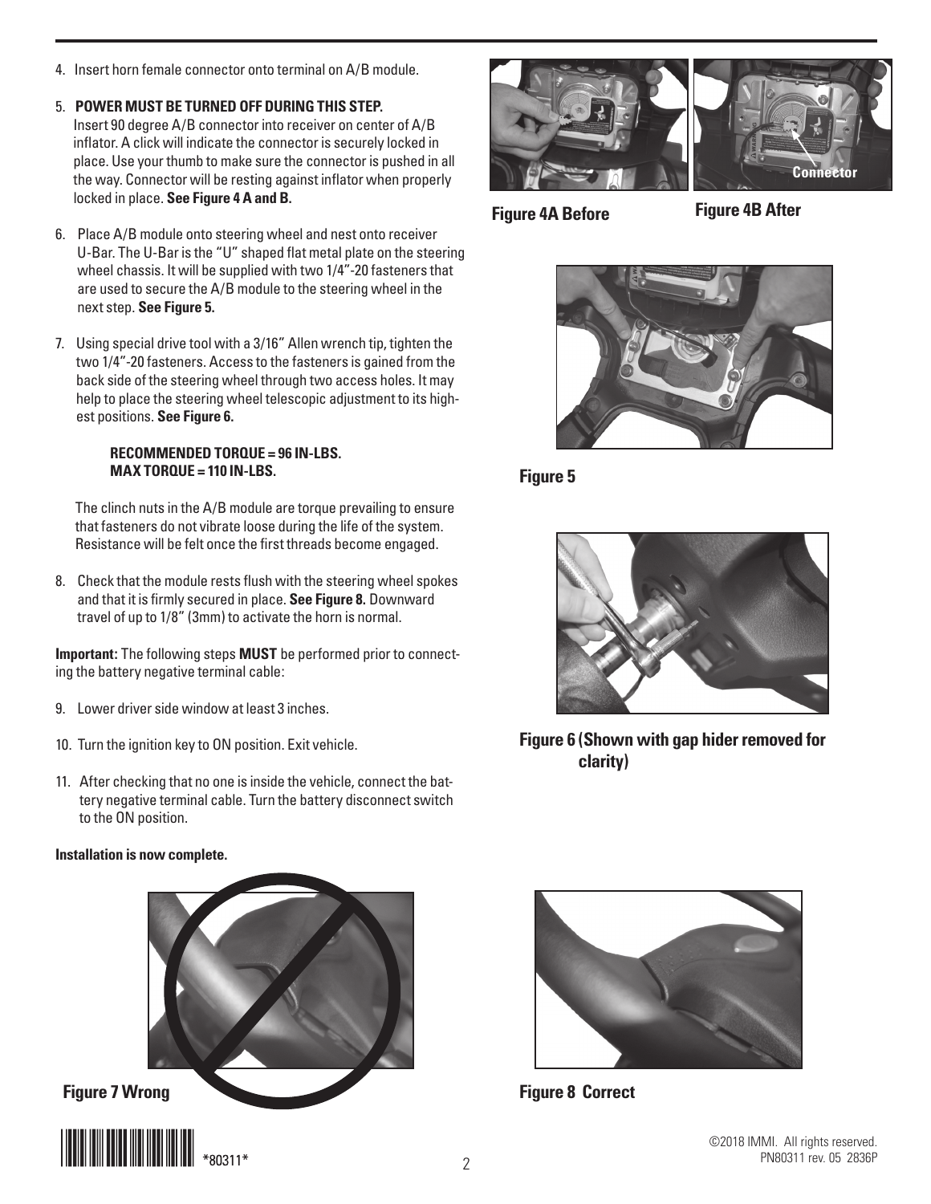4. Insert horn female connector onto terminal on A/B module.

5. **POWER MUST BE TURNED OFF DURING THIS STEP.**
   Insert 90 degree A/B connector into receiver on center of A/B inflator. A click will indicate the connector is securely locked in place. Use your thumb to make sure the connector is pushed in all the way. Connector will be resting against inflator when properly locked in place. **See Figure 4 A and B.**

6. Place A/B module onto steering wheel and nest onto receiver U-Bar. The U-Bar is the "U" shaped flat metal plate on the steering wheel chassis. It will be supplied with two 1/4"-20 fasteners that are used to secure the A/B module to the steering wheel in the next step. **See Figure 5.**

7. Using special drive tool with a 3/16" Allen wrench tip, tighten the two 1/4"-20 fasteners. Access to the fasteners is gained from the back side of the steering wheel through two access holes. It may help to place the steering wheel telescopic adjustment to its highest positions. **See Figure 6.**

   **RECOMMENDED TORQUE = 96 IN-LBS.**
   **MAX TORQUE = 110 IN-LBS.**

   The clinch nuts in the A/B module are torque prevailing to ensure that fasteners do not vibrate loose during the life of the system. Resistance will be felt once the first threads become engaged.

8. Check that the module rests flush with the steering wheel spokes and that it is firmly secured in place. **See Figure 8.** Downward travel of up to 1/8" (3mm) to activate the horn is normal.

**Important:** The following steps **MUST** be performed prior to connecting the battery negative terminal cable:

9. Lower driver side window at least 3 inches.

10. Turn the ignition key to ON position. Exit vehicle.

11. After checking that no one is inside the vehicle, connect the battery negative terminal cable. Turn the battery disconnect switch to the ON position.

**Installation is now complete.**

Connector

**Figure 4A Before**

**Figure 4B After**

**Figure 5**

**Figure 6 (Shown with gap hider removed for clarity)**

**Figure 7 Wrong**

**Figure 8 Correct**

*80311*

©2018 IMMI. All rights reserved.
PN80311 rev. 05 2836P